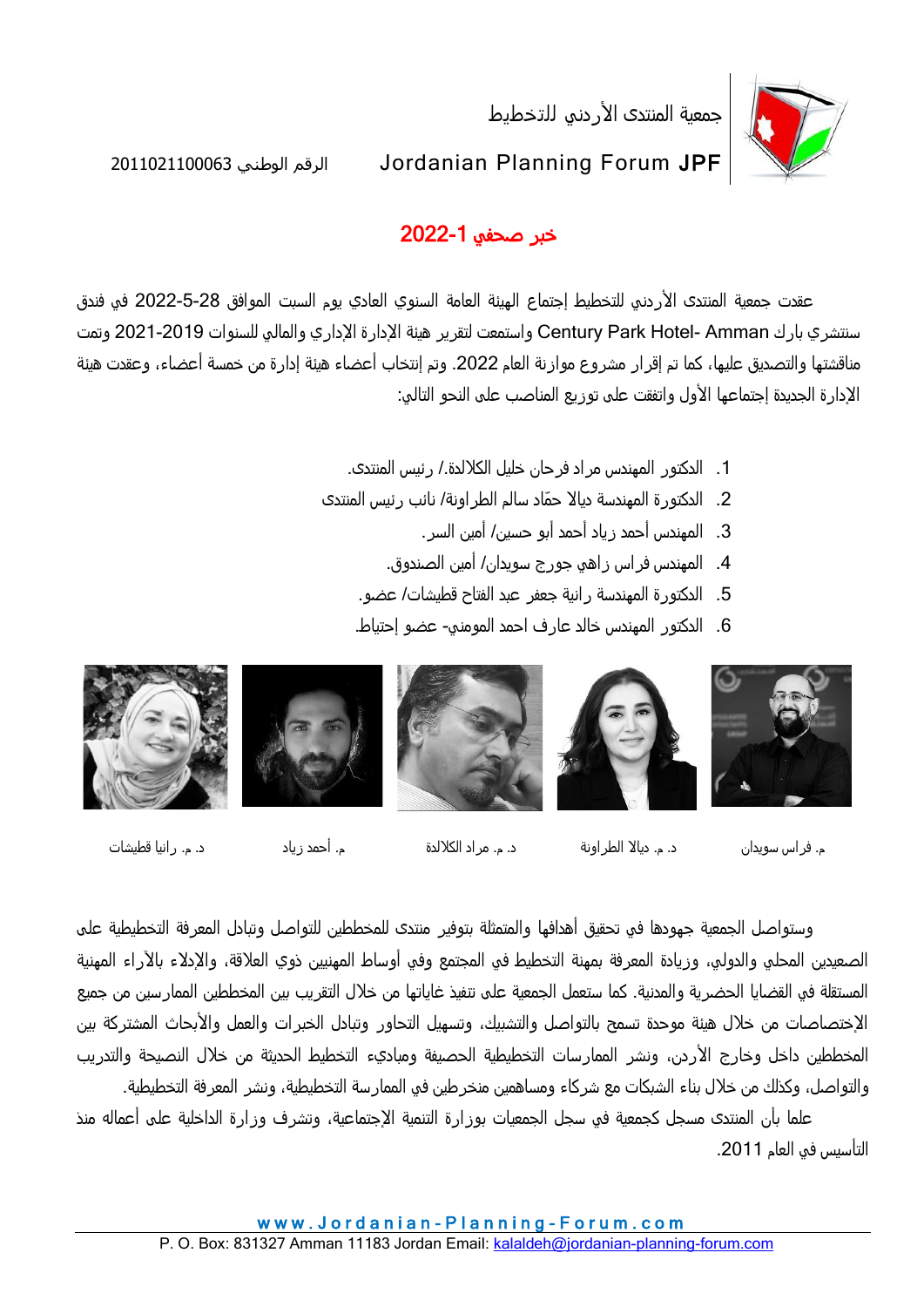جمعية المنتدى الأردني للتخطيط

Jordanian Planning Forum **JPF**

الرقم الوطني 2011021100063

## خبر صحفي 1-2022

عقدت جمعية المنتدى الأردني للتخطيط إجتماع الهيئة العامة السنوي العادي يوم السبت الموافق 28-5-2022 في فندق سنتشري بارك Century Park Hotel- Amman واستمعت لتقرير هيئة الإدارة الإداري والمالي للسنوات 2019-2021 وتمت مناقشتها والتصديق عليها، كما تم إقرار مشروع موازنة العام 2022. وتم إنتخاب أعضاء هيئة إدارة من خمسة أعضاء، وعقدت هيئة الإدارة الجديدة إجتماعها الأول واتفقت على توزيع المناصب على النحو التالي:

1. الدكتور المهندس مراد فرحان خليل الكلالدة./ رئيس المنتدى.
2. الدكتورة المهندسة ديالا حمّاد سالم الطراونة/ نائب رئيس المنتدى
3. المهندس أحمد زياد أحمد أبو حسين/ أمين السر.
4. المهندس فراس زاهي جورج سويدان/ أمين الصندوق.
5. الدكتورة المهندسة رانية جعفر عبد الفتاح قطيشات/ عضو.
6. الدكتور المهندس خالد عارف احمد المومني- عضو إحتياط.

م. فراس سويدان — د. م. ديالا الطراونة — د. م. مراد الكلالدة — م. أحمد زياد — د. م. رانيا قطيشات

وستواصل الجمعية جهودها في تحقيق أهدافها والمتمثلة بتوفير منتدى للمخططين للتواصل وتبادل المعرفة التخطيطية على الصعيدين المحلي والدولي، وزيادة المعرفة بمهنة التخطيط في المجتمع وفي أوساط المهنيين ذوي العلاقة، والإدلاء بالآراء المهنية المستقلة في القضايا الحضرية والمدنية. كما ستعمل الجمعية على تنفيذ غاياتها من خلال التقريب بين المخططين الممارسين من جميع الإختصاصات من خلال هيئة موحدة تسمح بالتواصل والتشبيك، وتسهيل التحاور وتبادل الخبرات والعمل والأبحاث المشتركة بين المخططين داخل وخارج الأردن، ونشر الممارسات التخطيطية الحصيفة ومباديء التخطيط الحديثة من خلال النصيحة والتدريب والتواصل، وكذلك من خلال بناء الشبكات مع شركاء ومساهمين منخرطين في الممارسة التخطيطية، ونشر المعرفة التخطيطية.

علما بأن المنتدى مسجل كجمعية في سجل الجمعيات بوزارة التنمية الإجتماعية، وتشرف وزارة الداخلية على أعماله منذ التأسيس في العام 2011.

www.Jordanian-Planning-Forum.com

P. O. Box: 831327 Amman 11183 Jordan Email: kalaldeh@jordanian-planning-forum.com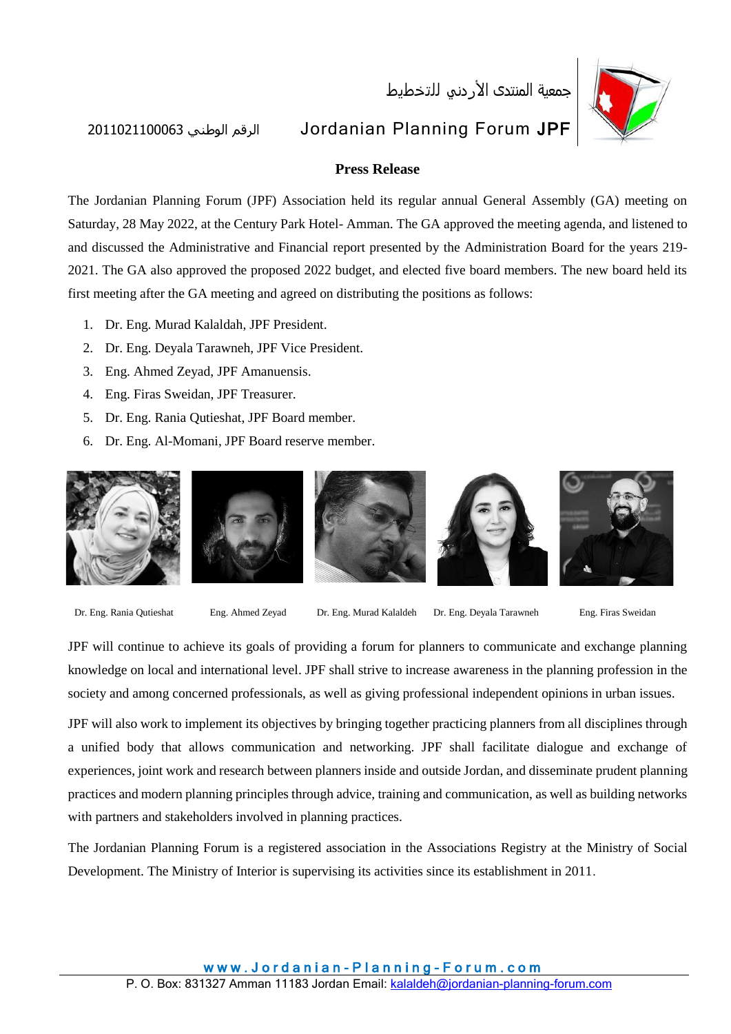جمعية المنتدى الأردني للتخطيط

Jordanian Planning Forum **JPF**

الرقم الوطني 2011021100063

## Press Release

The Jordanian Planning Forum (JPF) Association held its regular annual General Assembly (GA) meeting on Saturday, 28 May 2022, at the Century Park Hotel- Amman. The GA approved the meeting agenda, and listened to and discussed the Administrative and Financial report presented by the Administration Board for the years 219-2021. The GA also approved the proposed 2022 budget, and elected five board members. The new board held its first meeting after the GA meeting and agreed on distributing the positions as follows:

1. Dr. Eng. Murad Kalaldah, JPF President.
2. Dr. Eng. Deyala Tarawneh, JPF Vice President.
3. Eng. Ahmed Zeyad, JPF Amanuensis.
4. Eng. Firas Sweidan, JPF Treasurer.
5. Dr. Eng. Rania Qutieshat, JPF Board member.
6. Dr. Eng. Al-Momani, JPF Board reserve member.

Dr. Eng. Rania Qutieshat | Eng. Ahmed Zeyad | Dr. Eng. Murad Kalaldeh | Dr. Eng. Deyala Tarawneh | Eng. Firas Sweidan

JPF will continue to achieve its goals of providing a forum for planners to communicate and exchange planning knowledge on local and international level. JPF shall strive to increase awareness in the planning profession in the society and among concerned professionals, as well as giving professional independent opinions in urban issues.

JPF will also work to implement its objectives by bringing together practicing planners from all disciplines through a unified body that allows communication and networking. JPF shall facilitate dialogue and exchange of experiences, joint work and research between planners inside and outside Jordan, and disseminate prudent planning practices and modern planning principles through advice, training and communication, as well as building networks with partners and stakeholders involved in planning practices.

The Jordanian Planning Forum is a registered association in the Associations Registry at the Ministry of Social Development. The Ministry of Interior is supervising its activities since its establishment in 2011.

www.Jordanian-Planning-Forum.com

P. O. Box: 831327 Amman 11183 Jordan Email: kalaldeh@jordanian-planning-forum.com